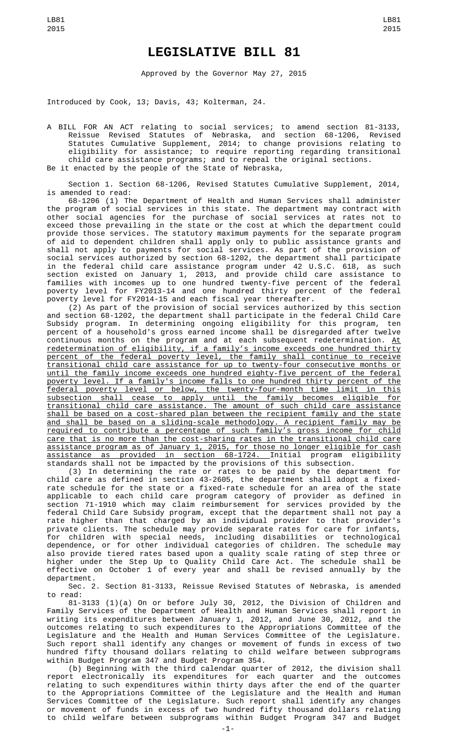# LEGISLATIVE BILL 81

Approved by the Governor May 27, 2015

Introduced by Cook, 13; Davis, 43; Kolterman, 24.

A BILL FOR AN ACT relating to social services; to amend section 81-3133, Reissue Revised Statutes of Nebraska, and section 68-1206, Revised Statutes Cumulative Supplement, 2014; to change provisions relating to eligibility for assistance; to require reporting regarding transitional child care assistance programs; and to repeal the original sections.

Be it enacted by the people of the State of Nebraska,

Section 1. Section 68-1206, Revised Statutes Cumulative Supplement, 2014, is amended to read:

68-1206 (1) The Department of Health and Human Services shall administer the program of social services in this state. The department may contract with other social agencies for the purchase of social services at rates not to exceed those prevailing in the state or the cost at which the department could provide those services. The statutory maximum payments for the separate program of aid to dependent children shall apply only to public assistance grants and shall not apply to payments for social services. As part of the provision of social services authorized by section 68-1202, the department shall participate in the federal child care assistance program under 42 U.S.C. 618, as such section existed on January 1, 2013, and provide child care assistance to families with incomes up to one hundred twenty-five percent of the federal poverty level for FY2013-14 and one hundred thirty percent of the federal poverty level for FY2014-15 and each fiscal year thereafter.

(2) As part of the provision of social services authorized by this section and section 68-1202, the department shall participate in the federal Child Care Subsidy program. In determining ongoing eligibility for this program, ten percent of a household's gross earned income shall be disregarded after twelve continuous months on the program and at each subsequent redetermination. At redetermination of eligibility, if a family's income exceeds one hundred thirty percent of the federal poverty level, the family shall continue to receive transitional child care assistance for up to twenty-four consecutive months or until the family income exceeds one hundred eighty-five percent of the federal poverty level. If a family's income falls to one hundred thirty percent of the federal poverty level or below, the twenty-four-month time limit in this subsection shall cease to apply until the family becomes eligible for transitional child care assistance. The amount of such child care assistance shall be based on a cost-shared plan between the recipient family and the state and shall be based on a sliding-scale methodology. A recipient family may be required to contribute a percentage of such family's gross income for child care that is no more than the cost-sharing rates in the transitional child care assistance program as of January 1, 2015, for those no longer eligible for cash assistance as provided in section 68-1724. Initial program eligibility standards shall not be impacted by the provisions of this subsection.

(3) In determining the rate or rates to be paid by the department for child care as defined in section 43-2605, the department shall adopt a fixed-rate schedule for the state or a fixed-rate schedule for an area of the state applicable to each child care program category of provider as defined in section 71-1910 which may claim reimbursement for services provided by the federal Child Care Subsidy program, except that the department shall not pay a rate higher than that charged by an individual provider to that provider's private clients. The schedule may provide separate rates for care for infants, for children with special needs, including disabilities or technological dependence, or for other individual categories of children. The schedule may also provide tiered rates based upon a quality scale rating of step three or higher under the Step Up to Quality Child Care Act. The schedule shall be effective on October 1 of every year and shall be revised annually by the department.

Sec. 2. Section 81-3133, Reissue Revised Statutes of Nebraska, is amended to read:

81-3133 (1)(a) On or before July 30, 2012, the Division of Children and Family Services of the Department of Health and Human Services shall report in writing its expenditures between January 1, 2012, and June 30, 2012, and the outcomes relating to such expenditures to the Appropriations Committee of the Legislature and the Health and Human Services Committee of the Legislature. Such report shall identify any changes or movement of funds in excess of two hundred fifty thousand dollars relating to child welfare between subprograms within Budget Program 347 and Budget Program 354.

(b) Beginning with the third calendar quarter of 2012, the division shall report electronically its expenditures for each quarter and the outcomes relating to such expenditures within thirty days after the end of the quarter to the Appropriations Committee of the Legislature and the Health and Human Services Committee of the Legislature. Such report shall identify any changes or movement of funds in excess of two hundred fifty thousand dollars relating to child welfare between subprograms within Budget Program 347 and Budget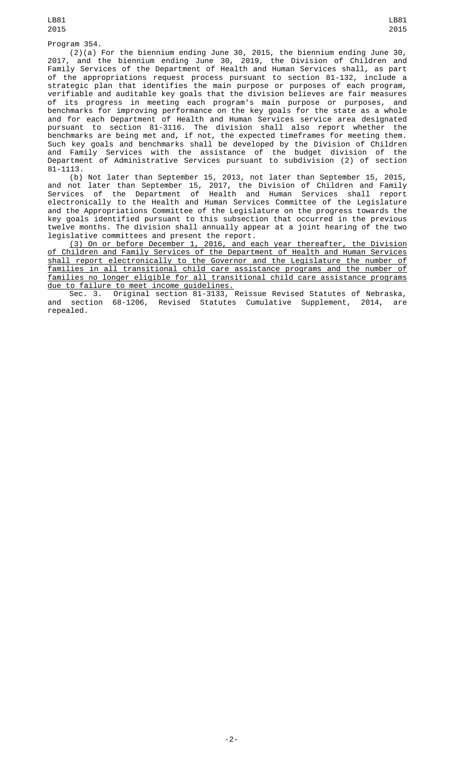Program 354.

(2)(a) For the biennium ending June 30, 2015, the biennium ending June 30, 2017, and the biennium ending June 30, 2019, the Division of Children and Family Services of the Department of Health and Human Services shall, as part of the appropriations request process pursuant to section 81-132, include a strategic plan that identifies the main purpose or purposes of each program, verifiable and auditable key goals that the division believes are fair measures of its progress in meeting each program's main purpose or purposes, and benchmarks for improving performance on the key goals for the state as a whole and for each Department of Health and Human Services service area designated pursuant to section 81-3116. The division shall also report whether the benchmarks are being met and, if not, the expected timeframes for meeting them. Such key goals and benchmarks shall be developed by the Division of Children and Family Services with the assistance of the budget division of the Department of Administrative Services pursuant to subdivision (2) of section 81-1113.

(b) Not later than September 15, 2013, not later than September 15, 2015, and not later than September 15, 2017, the Division of Children and Family Services of the Department of Health and Human Services shall report electronically to the Health and Human Services Committee of the Legislature and the Appropriations Committee of the Legislature on the progress towards the key goals identified pursuant to this subsection that occurred in the previous twelve months. The division shall annually appear at a joint hearing of the two legislative committees and present the report.

(3) On or before December 1, 2016, and each year thereafter, the Division of Children and Family Services of the Department of Health and Human Services shall report electronically to the Governor and the Legislature the number of families in all transitional child care assistance programs and the number of families no longer eligible for all transitional child care assistance programs due to failure to meet income guidelines.

Sec. 3. Original section 81-3133, Reissue Revised Statutes of Nebraska, and section 68-1206, Revised Statutes Cumulative Supplement, 2014, are repealed.